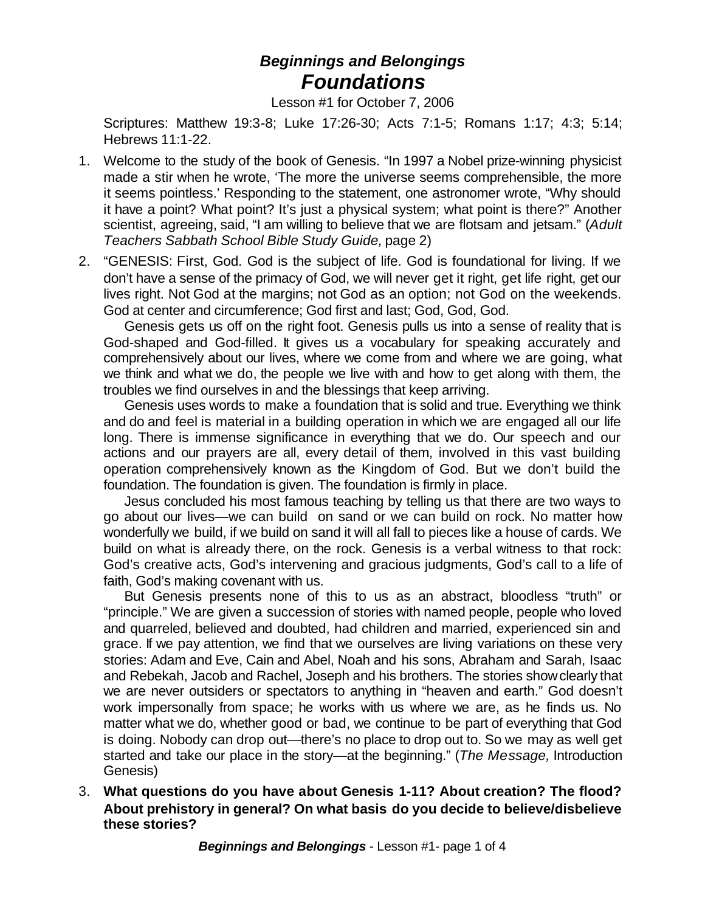# *Beginnings and Belongings*
# *Foundations*

Lesson #1 for October 7, 2006

Scriptures: Matthew 19:3-8; Luke 17:26-30; Acts 7:1-5; Romans 1:17; 4:3; 5:14; Hebrews 11:1-22.

1. Welcome to the study of the book of Genesis. "In 1997 a Nobel prize-winning physicist made a stir when he wrote, 'The more the universe seems comprehensible, the more it seems pointless.' Responding to the statement, one astronomer wrote, "Why should it have a point? What point? It's just a physical system; what point is there?" Another scientist, agreeing, said, "I am willing to believe that we are flotsam and jetsam." (*Adult Teachers Sabbath School Bible Study Guide,* page 2)

2. "GENESIS: First, God. God is the subject of life. God is foundational for living. If we don't have a sense of the primacy of God, we will never get it right, get life right, get our lives right. Not God at the margins; not God as an option; not God on the weekends. God at center and circumference; God first and last; God, God, God.

   Genesis gets us off on the right foot. Genesis pulls us into a sense of reality that is God-shaped and God-filled. It gives us a vocabulary for speaking accurately and comprehensively about our lives, where we come from and where we are going, what we think and what we do, the people we live with and how to get along with them, the troubles we find ourselves in and the blessings that keep arriving.

   Genesis uses words to make a foundation that is solid and true. Everything we think and do and feel is material in a building operation in which we are engaged all our life long. There is immense significance in everything that we do. Our speech and our actions and our prayers are all, every detail of them, involved in this vast building operation comprehensively known as the Kingdom of God. But we don't build the foundation. The foundation is given. The foundation is firmly in place.

   Jesus concluded his most famous teaching by telling us that there are two ways to go about our lives—we can build on sand or we can build on rock. No matter how wonderfully we build, if we build on sand it will all fall to pieces like a house of cards. We build on what is already there, on the rock. Genesis is a verbal witness to that rock: God's creative acts, God's intervening and gracious judgments, God's call to a life of faith, God's making covenant with us.

   But Genesis presents none of this to us as an abstract, bloodless "truth" or "principle." We are given a succession of stories with named people, people who loved and quarreled, believed and doubted, had children and married, experienced sin and grace. If we pay attention, we find that we ourselves are living variations on these very stories: Adam and Eve, Cain and Abel, Noah and his sons, Abraham and Sarah, Isaac and Rebekah, Jacob and Rachel, Joseph and his brothers. The stories show clearly that we are never outsiders or spectators to anything in "heaven and earth." God doesn't work impersonally from space; he works with us where we are, as he finds us. No matter what we do, whether good or bad, we continue to be part of everything that God is doing. Nobody can drop out—there's no place to drop out to. So we may as well get started and take our place in the story—at the beginning." (*The Message,* Introduction Genesis)

3. **What questions do you have about Genesis 1-11? About creation? The flood? About prehistory in general? On what basis do you decide to believe/disbelieve these stories?**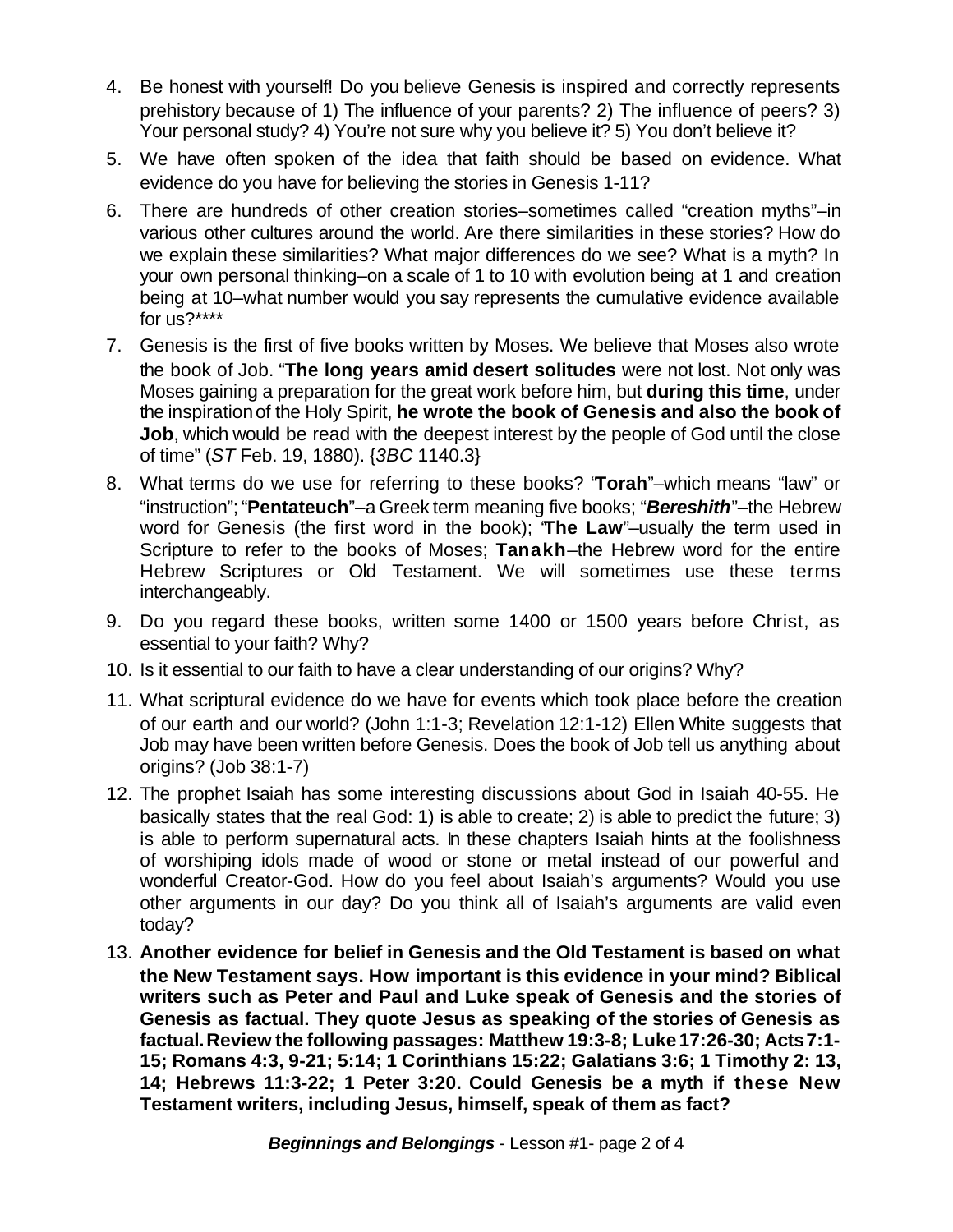4. Be honest with yourself! Do you believe Genesis is inspired and correctly represents prehistory because of 1) The influence of your parents? 2) The influence of peers? 3) Your personal study? 4) You're not sure why you believe it? 5) You don't believe it?

5. We have often spoken of the idea that faith should be based on evidence. What evidence do you have for believing the stories in Genesis 1-11?

6. There are hundreds of other creation stories–sometimes called "creation myths"–in various other cultures around the world. Are there similarities in these stories? How do we explain these similarities? What major differences do we see? What is a myth? In your own personal thinking–on a scale of 1 to 10 with evolution being at 1 and creation being at 10–what number would you say represents the cumulative evidence available for us?****

7. Genesis is the first of five books written by Moses. We believe that Moses also wrote the book of Job. "**The long years amid desert solitudes** were not lost. Not only was Moses gaining a preparation for the great work before him, but **during this time**, under the inspiration of the Holy Spirit, **he wrote the book of Genesis and also the book of Job**, which would be read with the deepest interest by the people of God until the close of time" (*ST* Feb. 19, 1880). {*3BC* 1140.3}

8. What terms do we use for referring to these books? "**Torah**"–which means "law" or "instruction"; "**Pentateuch**"–a Greek term meaning five books; "***Bereshith***"–the Hebrew word for Genesis (the first word in the book); "**The Law**"–usually the term used in Scripture to refer to the books of Moses; **Tanakh**–the Hebrew word for the entire Hebrew Scriptures or Old Testament. We will sometimes use these terms interchangeably.

9. Do you regard these books, written some 1400 or 1500 years before Christ, as essential to your faith? Why?

10. Is it essential to our faith to have a clear understanding of our origins? Why?

11. What scriptural evidence do we have for events which took place before the creation of our earth and our world? (John 1:1-3; Revelation 12:1-12) Ellen White suggests that Job may have been written before Genesis. Does the book of Job tell us anything about origins? (Job 38:1-7)

12. The prophet Isaiah has some interesting discussions about God in Isaiah 40-55. He basically states that the real God: 1) is able to create; 2) is able to predict the future; 3) is able to perform supernatural acts. In these chapters Isaiah hints at the foolishness of worshiping idols made of wood or stone or metal instead of our powerful and wonderful Creator-God. How do you feel about Isaiah's arguments? Would you use other arguments in our day? Do you think all of Isaiah's arguments are valid even today?

13. **Another evidence for belief in Genesis and the Old Testament is based on what the New Testament says. How important is this evidence in your mind? Biblical writers such as Peter and Paul and Luke speak of Genesis and the stories of Genesis as factual. They quote Jesus as speaking of the stories of Genesis as factual. Review the following passages: Matthew 19:3-8; Luke 17:26-30; Acts 7:1-15; Romans 4:3, 9-21; 5:14; 1 Corinthians 15:22; Galatians 3:6; 1 Timothy 2: 13, 14; Hebrews 11:3-22; 1 Peter 3:20. Could Genesis be a myth if these New Testament writers, including Jesus, himself, speak of them as fact?**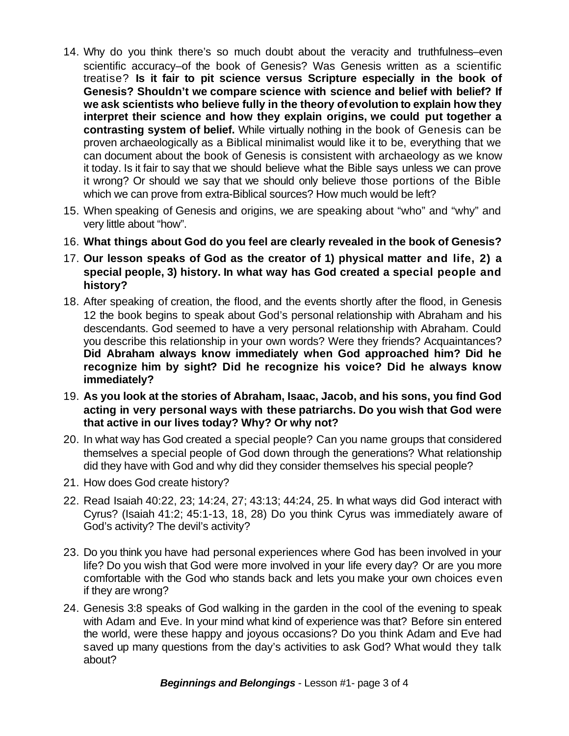14. Why do you think there's so much doubt about the veracity and truthfulness–even scientific accuracy–of the book of Genesis? Was Genesis written as a scientific treatise? **Is it fair to pit science versus Scripture especially in the book of Genesis? Shouldn't we compare science with science and belief with belief? If we ask scientists who believe fully in the theory of evolution to explain how they interpret their science and how they explain origins, we could put together a contrasting system of belief.** While virtually nothing in the book of Genesis can be proven archaeologically as a Biblical minimalist would like it to be, everything that we can document about the book of Genesis is consistent with archaeology as we know it today. Is it fair to say that we should believe what the Bible says unless we can prove it wrong? Or should we say that we should only believe those portions of the Bible which we can prove from extra-Biblical sources? How much would be left?
15. When speaking of Genesis and origins, we are speaking about "who" and "why" and very little about "how".
16. **What things about God do you feel are clearly revealed in the book of Genesis?**
17. **Our lesson speaks of God as the creator of 1) physical matter and life, 2) a special people, 3) history. In what way has God created a special people and history?**
18. After speaking of creation, the flood, and the events shortly after the flood, in Genesis 12 the book begins to speak about God's personal relationship with Abraham and his descendants. God seemed to have a very personal relationship with Abraham. Could you describe this relationship in your own words? Were they friends? Acquaintances? **Did Abraham always know immediately when God approached him? Did he recognize him by sight? Did he recognize his voice? Did he always know immediately?**
19. **As you look at the stories of Abraham, Isaac, Jacob, and his sons, you find God acting in very personal ways with these patriarchs. Do you wish that God were that active in our lives today? Why? Or why not?**
20. In what way has God created a special people? Can you name groups that considered themselves a special people of God down through the generations? What relationship did they have with God and why did they consider themselves his special people?
21. How does God create history?
22. Read Isaiah 40:22, 23; 14:24, 27; 43:13; 44:24, 25. In what ways did God interact with Cyrus? (Isaiah 41:2; 45:1-13, 18, 28) Do you think Cyrus was immediately aware of God's activity? The devil's activity?
23. Do you think you have had personal experiences where God has been involved in your life? Do you wish that God were more involved in your life every day? Or are you more comfortable with the God who stands back and lets you make your own choices even if they are wrong?
24. Genesis 3:8 speaks of God walking in the garden in the cool of the evening to speak with Adam and Eve. In your mind what kind of experience was that? Before sin entered the world, were these happy and joyous occasions? Do you think Adam and Eve had saved up many questions from the day's activities to ask God? What would they talk about?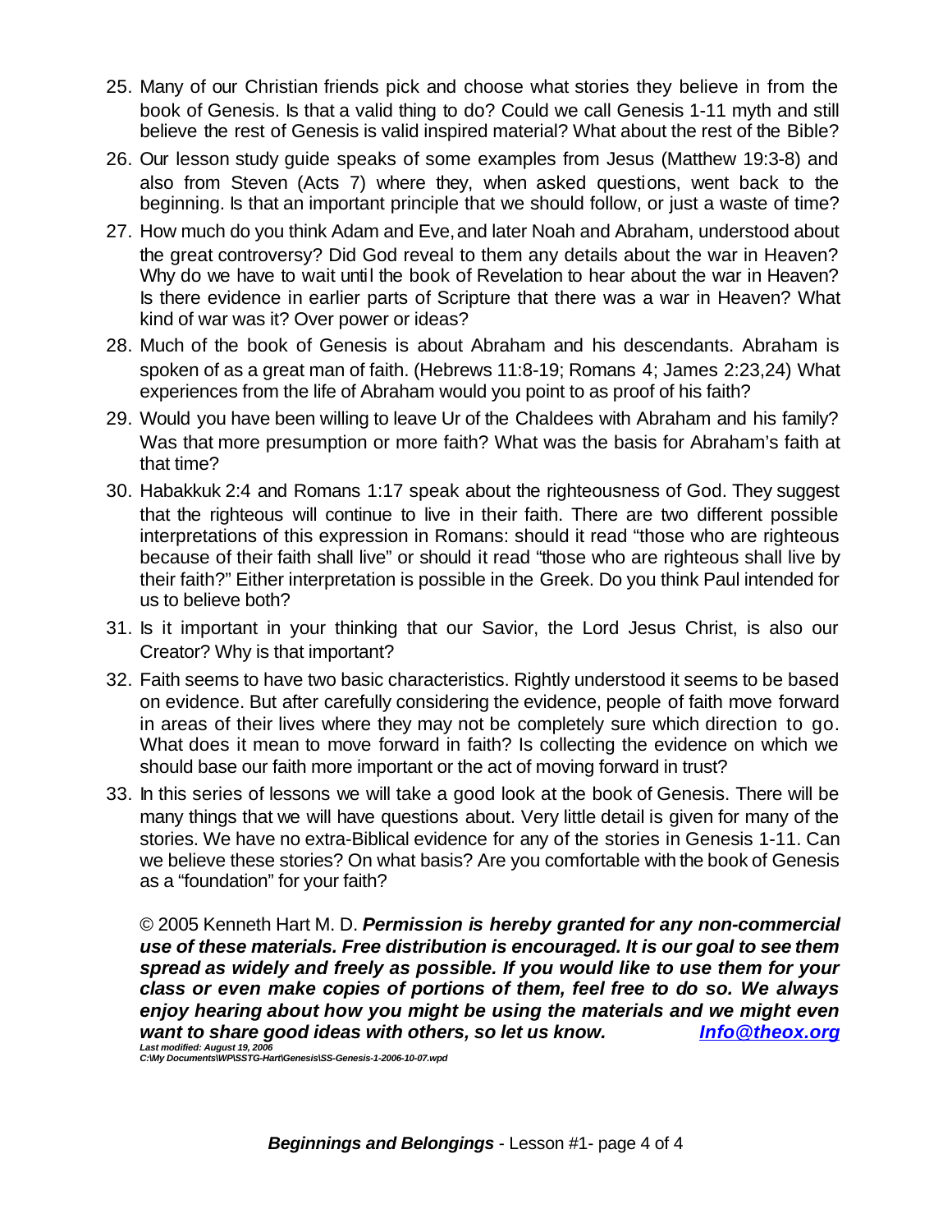25. Many of our Christian friends pick and choose what stories they believe in from the book of Genesis. Is that a valid thing to do? Could we call Genesis 1-11 myth and still believe the rest of Genesis is valid inspired material? What about the rest of the Bible?
26. Our lesson study guide speaks of some examples from Jesus (Matthew 19:3-8) and also from Steven (Acts 7) where they, when asked questions, went back to the beginning. Is that an important principle that we should follow, or just a waste of time?
27. How much do you think Adam and Eve, and later Noah and Abraham, understood about the great controversy? Did God reveal to them any details about the war in Heaven? Why do we have to wait until the book of Revelation to hear about the war in Heaven? Is there evidence in earlier parts of Scripture that there was a war in Heaven? What kind of war was it? Over power or ideas?
28. Much of the book of Genesis is about Abraham and his descendants. Abraham is spoken of as a great man of faith. (Hebrews 11:8-19; Romans 4; James 2:23,24) What experiences from the life of Abraham would you point to as proof of his faith?
29. Would you have been willing to leave Ur of the Chaldees with Abraham and his family? Was that more presumption or more faith? What was the basis for Abraham's faith at that time?
30. Habakkuk 2:4 and Romans 1:17 speak about the righteousness of God. They suggest that the righteous will continue to live in their faith. There are two different possible interpretations of this expression in Romans: should it read "those who are righteous because of their faith shall live" or should it read "those who are righteous shall live by their faith?" Either interpretation is possible in the Greek. Do you think Paul intended for us to believe both?
31. Is it important in your thinking that our Savior, the Lord Jesus Christ, is also our Creator? Why is that important?
32. Faith seems to have two basic characteristics. Rightly understood it seems to be based on evidence. But after carefully considering the evidence, people of faith move forward in areas of their lives where they may not be completely sure which direction to go. What does it mean to move forward in faith? Is collecting the evidence on which we should base our faith more important or the act of moving forward in trust?
33. In this series of lessons we will take a good look at the book of Genesis. There will be many things that we will have questions about. Very little detail is given for many of the stories. We have no extra-Biblical evidence for any of the stories in Genesis 1-11. Can we believe these stories? On what basis? Are you comfortable with the book of Genesis as a "foundation" for your faith?

© 2005 Kenneth Hart M. D. ***Permission is hereby granted for any non-commercial use of these materials. Free distribution is encouraged. It is our goal to see them spread as widely and freely as possible. If you would like to use them for your class or even make copies of portions of them, feel free to do so. We always enjoy hearing about how you might be using the materials and we might even want to share good ideas with others, so let us know.*** ***Info@theox.org***

***Last modified: August 19, 2006***
***C:\My Documents\WP\SSTG-Hart\Genesis\SS-Genesis-1-2006-10-07.wpd***